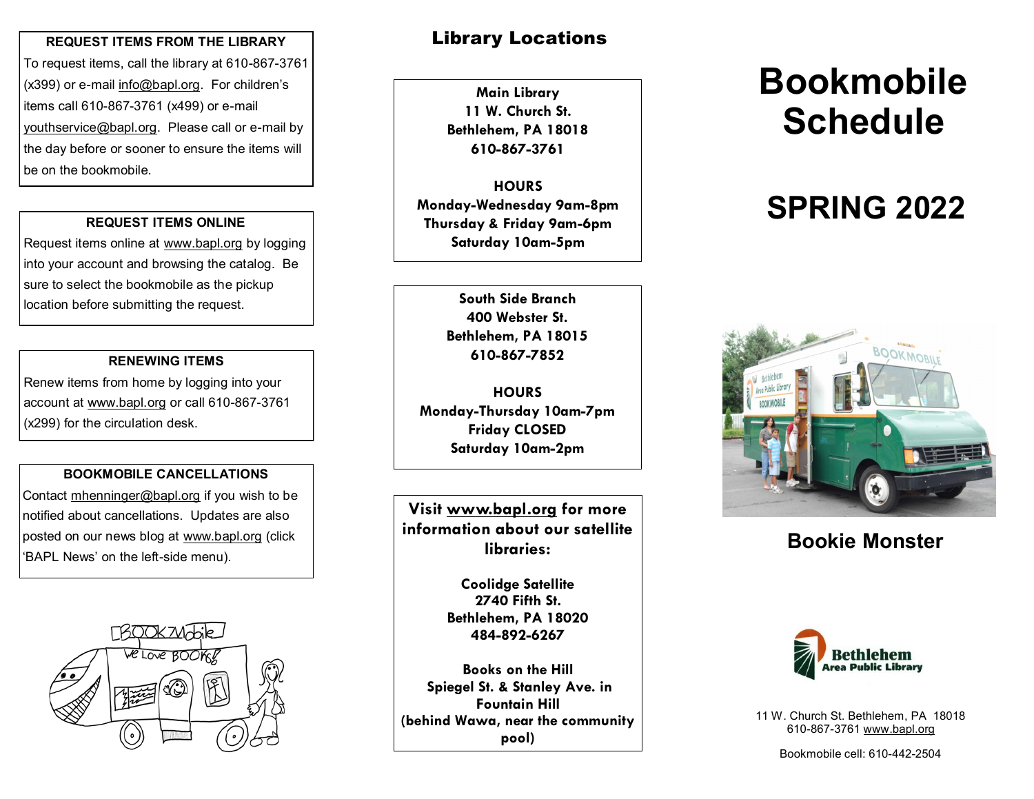### REQUEST ITEMS FROM THE LIBRARY

To request items, call the library at 610-867-3761 (x399) or e-mail info@bapl.org. For children's items call 610-867-3761 (x499) or e-mail youthservice@bapl.org. Please call or e-mail by the day before or sooner to ensure the items will be on the bookmobile.

### REQUEST ITEMS ONLINE

Request items online at www.bapl.org by logging into your account and browsing the catalog. Be sure to select the bookmobile as the pickup location before submitting the request.

### RENEWING ITEMS

Renew items from home by logging into your account at www.bapl.org or call 610-867-3761 (x299) for the circulation desk.

### BOOKMOBILE CANCELLATIONS

Contact mhenninger@bapl.org if you wish to be notified about cancellations. Updates are also posted on our news blog at www.bapl.org (click 'BAPL News' on the left-side menu).

## Library Locations

**Main Library**
**11 W. Church St.**
**Bethlehem, PA 18018**
**610-867-3761**

**HOURS**
**Monday-Wednesday 9am-8pm**
**Thursday & Friday 9am-6pm**
**Saturday 10am-5pm**

**South Side Branch**
**400 Webster St.**
**Bethlehem, PA 18015**
**610-867-7852**

**HOURS**
**Monday-Thursday 10am-7pm**
**Friday CLOSED**
**Saturday 10am-2pm**

**Visit www.bapl.org for more information about our satellite libraries:**

**Coolidge Satellite**
**2740 Fifth St.**
**Bethlehem, PA 18020**
**484-892-6267**

**Books on the Hill**
**Spiegel St. & Stanley Ave. in Fountain Hill**
**(behind Wawa, near the community pool)**

# Bookmobile Schedule

# SPRING 2022

## Bookie Monster

Bethlehem Area Public Library

11 W. Church St. Bethlehem, PA 18018
610-867-3761 www.bapl.org

Bookmobile cell: 610-442-2504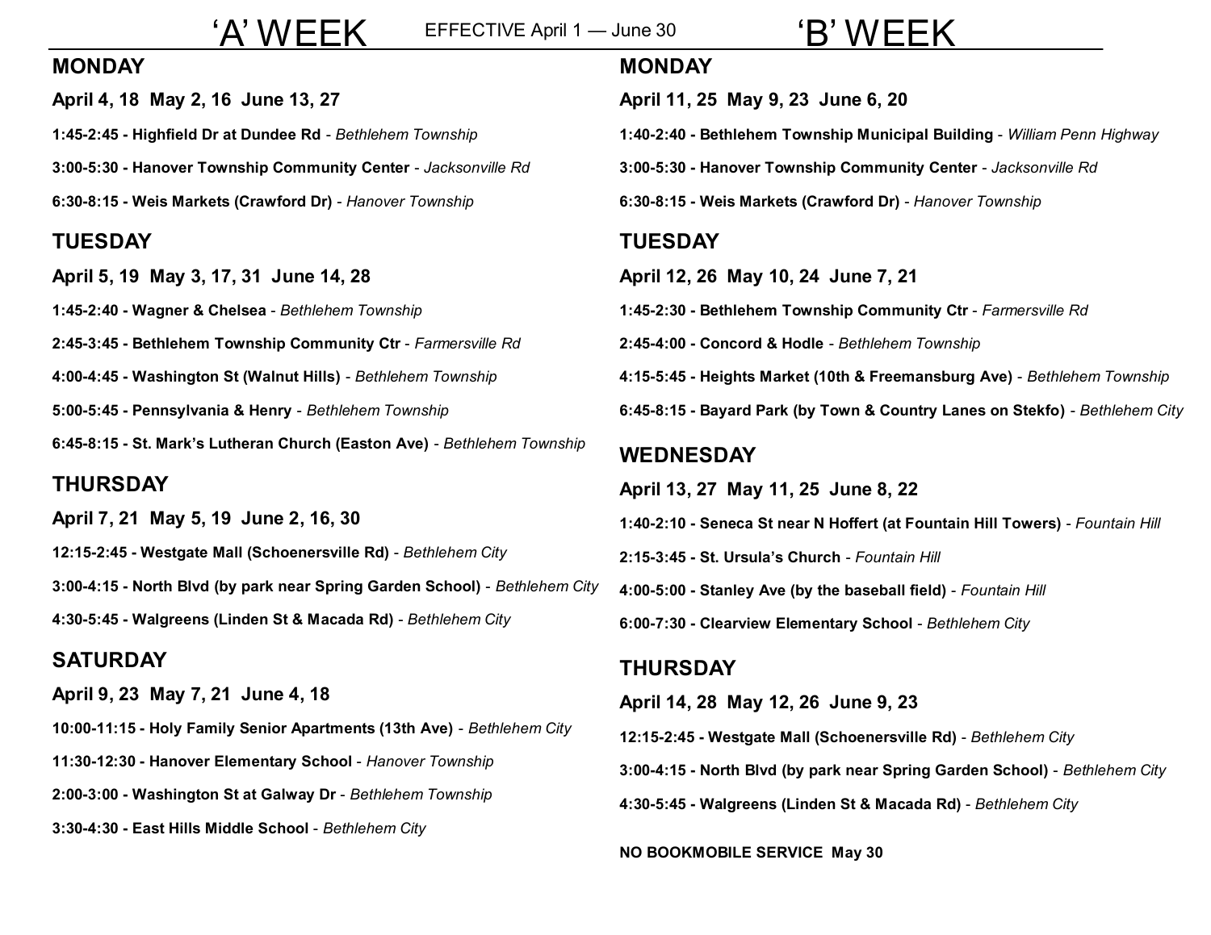# 'A' WEEK

EFFECTIVE April 1 — June 30

## MONDAY

**April 4, 18 May 2, 16 June 13, 27**

**1:45-2:45 - Highfield Dr at Dundee Rd** - *Bethlehem Township*

**3:00-5:30 - Hanover Township Community Center** - *Jacksonville Rd*

**6:30-8:15 - Weis Markets (Crawford Dr)** - *Hanover Township*

## TUESDAY

**April 5, 19 May 3, 17, 31 June 14, 28**

**1:45-2:40 - Wagner & Chelsea** - *Bethlehem Township*

**2:45-3:45 - Bethlehem Township Community Ctr** - *Farmersville Rd*

**4:00-4:45 - Washington St (Walnut Hills)** - *Bethlehem Township*

**5:00-5:45 - Pennsylvania & Henry** - *Bethlehem Township*

**6:45-8:15 - St. Mark's Lutheran Church (Easton Ave)** - *Bethlehem Township*

## THURSDAY

**April 7, 21 May 5, 19 June 2, 16, 30**

**12:15-2:45 - Westgate Mall (Schoenersville Rd)** - *Bethlehem City*

**3:00-4:15 - North Blvd (by park near Spring Garden School)** - *Bethlehem City*

**4:30-5:45 - Walgreens (Linden St & Macada Rd)** - *Bethlehem City*

## SATURDAY

**April 9, 23 May 7, 21 June 4, 18**

**10:00-11:15 - Holy Family Senior Apartments (13th Ave)** - *Bethlehem City*

**11:30-12:30 - Hanover Elementary School** - *Hanover Township*

**2:00-3:00 - Washington St at Galway Dr** - *Bethlehem Township*

**3:30-4:30 - East Hills Middle School** - *Bethlehem City*

# 'B' WEEK

## MONDAY

**April 11, 25 May 9, 23 June 6, 20**

**1:40-2:40 - Bethlehem Township Municipal Building** - *William Penn Highway*

**3:00-5:30 - Hanover Township Community Center** - *Jacksonville Rd*

**6:30-8:15 - Weis Markets (Crawford Dr)** - *Hanover Township*

## TUESDAY

**April 12, 26 May 10, 24 June 7, 21**

**1:45-2:30 - Bethlehem Township Community Ctr** - *Farmersville Rd*

**2:45-4:00 - Concord & Hodle** - *Bethlehem Township*

**4:15-5:45 - Heights Market (10th & Freemansburg Ave)** - *Bethlehem Township*

**6:45-8:15 - Bayard Park (by Town & Country Lanes on Stekfo)** - *Bethlehem City*

## WEDNESDAY

**April 13, 27 May 11, 25 June 8, 22**

**1:40-2:10 - Seneca St near N Hoffert (at Fountain Hill Towers)** - *Fountain Hill*

**2:15-3:45 - St. Ursula's Church** - *Fountain Hill*

**4:00-5:00 - Stanley Ave (by the baseball field)** - *Fountain Hill*

**6:00-7:30 - Clearview Elementary School** - *Bethlehem City*

## THURSDAY

**April 14, 28 May 12, 26 June 9, 23**

**12:15-2:45 - Westgate Mall (Schoenersville Rd)** - *Bethlehem City*

**3:00-4:15 - North Blvd (by park near Spring Garden School)** - *Bethlehem City*

**4:30-5:45 - Walgreens (Linden St & Macada Rd)** - *Bethlehem City*

**NO BOOKMOBILE SERVICE May 30**